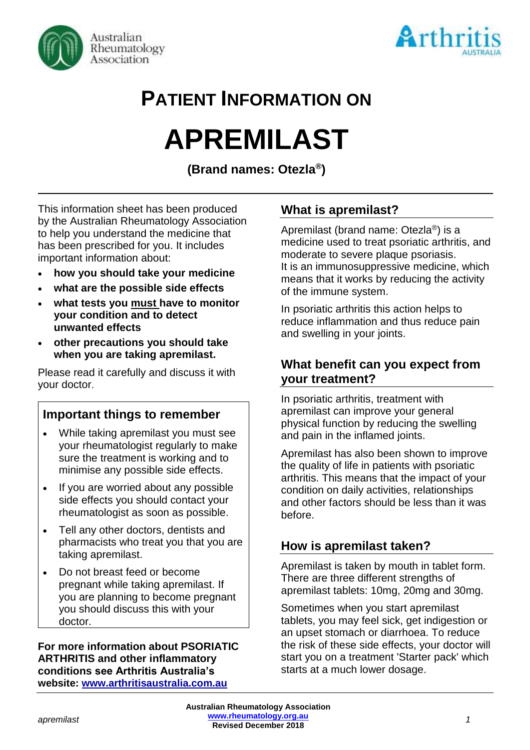# PATIENT INFORMATION ON

# APREMILAST

**(Brand names: Otezla®)**

This information sheet has been produced by the Australian Rheumatology Association to help you understand the medicine that has been prescribed for you. It includes important information about:

- **how you should take your medicine**
- **what are the possible side effects**
- **what tests you must have to monitor your condition and to detect unwanted effects**
- **other precautions you should take when you are taking apremilast.**

Please read it carefully and discuss it with your doctor.

### Important things to remember

- While taking apremilast you must see your rheumatologist regularly to make sure the treatment is working and to minimise any possible side effects.
- If you are worried about any possible side effects you should contact your rheumatologist as soon as possible.
- Tell any other doctors, dentists and pharmacists who treat you that you are taking apremilast.
- Do not breast feed or become pregnant while taking apremilast. If you are planning to become pregnant you should discuss this with your doctor.

**For more information about PSORIATIC ARTHRITIS and other inflammatory conditions see Arthritis Australia's website: www.arthritisaustralia.com.au**

## What is apremilast?

Apremilast (brand name: Otezla®) is a medicine used to treat psoriatic arthritis, and moderate to severe plaque psoriasis.
It is an immunosuppressive medicine, which means that it works by reducing the activity of the immune system.

In psoriatic arthritis this action helps to reduce inflammation and thus reduce pain and swelling in your joints.

## What benefit can you expect from your treatment?

In psoriatic arthritis, treatment with apremilast can improve your general physical function by reducing the swelling and pain in the inflamed joints.

Apremilast has also been shown to improve the quality of life in patients with psoriatic arthritis. This means that the impact of your condition on daily activities, relationships and other factors should be less than it was before.

## How is apremilast taken?

Apremilast is taken by mouth in tablet form. There are three different strengths of apremilast tablets: 10mg, 20mg and 30mg.

Sometimes when you start apremilast tablets, you may feel sick, get indigestion or an upset stomach or diarrhoea. To reduce the risk of these side effects, your doctor will start you on a treatment 'Starter pack' which starts at a much lower dosage.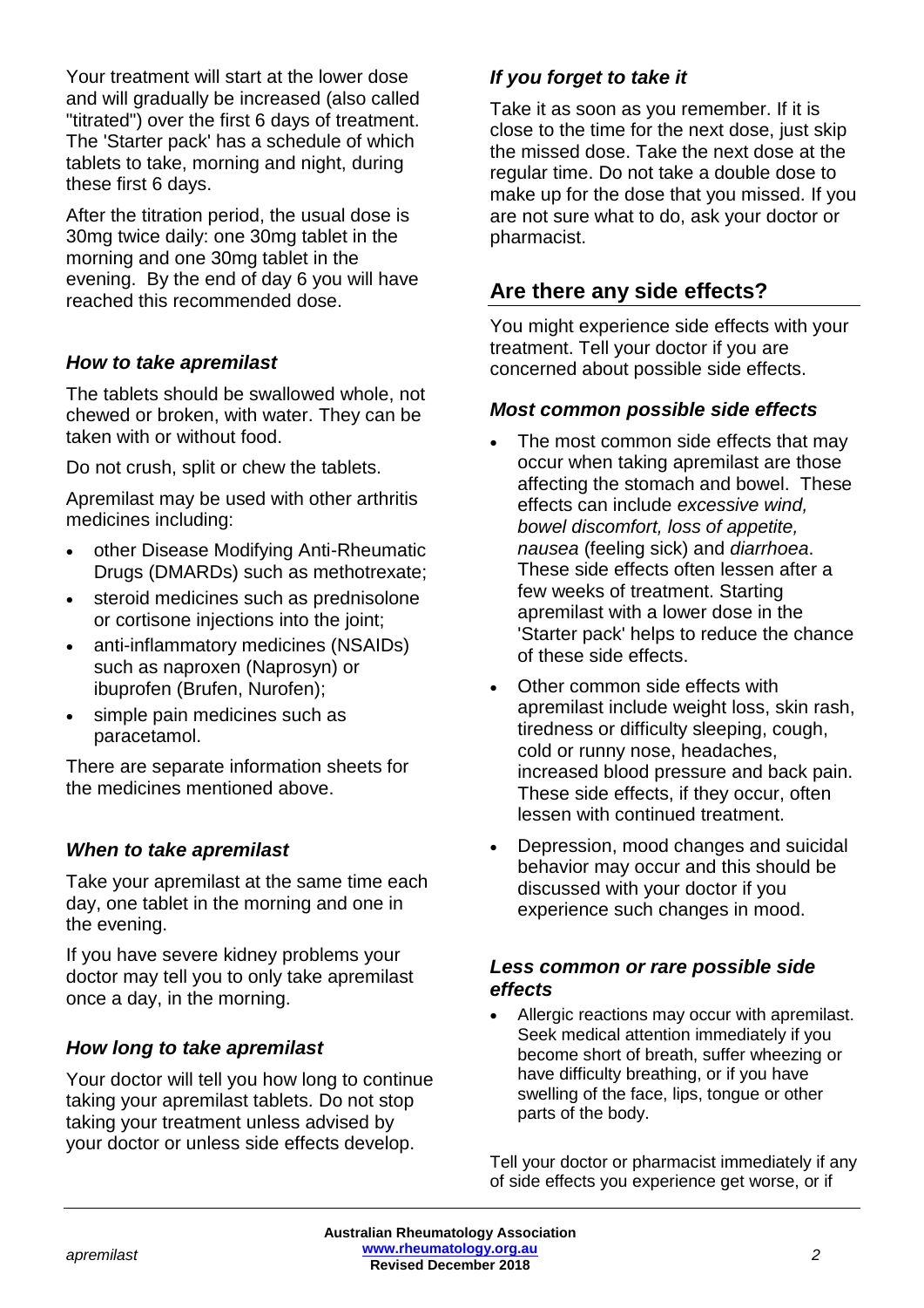Your treatment will start at the lower dose and will gradually be increased (also called "titrated") over the first 6 days of treatment. The 'Starter pack' has a schedule of which tablets to take, morning and night, during these first 6 days.

After the titration period, the usual dose is 30mg twice daily: one 30mg tablet in the morning and one 30mg tablet in the evening. By the end of day 6 you will have reached this recommended dose.

### *How to take apremilast*

The tablets should be swallowed whole, not chewed or broken, with water. They can be taken with or without food.

Do not crush, split or chew the tablets.

Apremilast may be used with other arthritis medicines including:

- other Disease Modifying Anti-Rheumatic Drugs (DMARDs) such as methotrexate;
- steroid medicines such as prednisolone or cortisone injections into the joint;
- anti-inflammatory medicines (NSAIDs) such as naproxen (Naprosyn) or ibuprofen (Brufen, Nurofen);
- simple pain medicines such as paracetamol.

There are separate information sheets for the medicines mentioned above.

### *When to take apremilast*

Take your apremilast at the same time each day, one tablet in the morning and one in the evening.

If you have severe kidney problems your doctor may tell you to only take apremilast once a day, in the morning.

### *How long to take apremilast*

Your doctor will tell you how long to continue taking your apremilast tablets. Do not stop taking your treatment unless advised by your doctor or unless side effects develop.

### *If you forget to take it*

Take it as soon as you remember. If it is close to the time for the next dose, just skip the missed dose. Take the next dose at the regular time. Do not take a double dose to make up for the dose that you missed. If you are not sure what to do, ask your doctor or pharmacist.

## Are there any side effects?

You might experience side effects with your treatment. Tell your doctor if you are concerned about possible side effects.

### *Most common possible side effects*

- The most common side effects that may occur when taking apremilast are those affecting the stomach and bowel. These effects can include *excessive wind, bowel discomfort, loss of appetite, nausea* (feeling sick) and *diarrhoea*. These side effects often lessen after a few weeks of treatment. Starting apremilast with a lower dose in the 'Starter pack' helps to reduce the chance of these side effects.
- Other common side effects with apremilast include weight loss, skin rash, tiredness or difficulty sleeping, cough, cold or runny nose, headaches, increased blood pressure and back pain. These side effects, if they occur, often lessen with continued treatment.
- Depression, mood changes and suicidal behavior may occur and this should be discussed with your doctor if you experience such changes in mood.

### *Less common or rare possible side effects*

- Allergic reactions may occur with apremilast. Seek medical attention immediately if you become short of breath, suffer wheezing or have difficulty breathing, or if you have swelling of the face, lips, tongue or other parts of the body.

Tell your doctor or pharmacist immediately if any of side effects you experience get worse, or if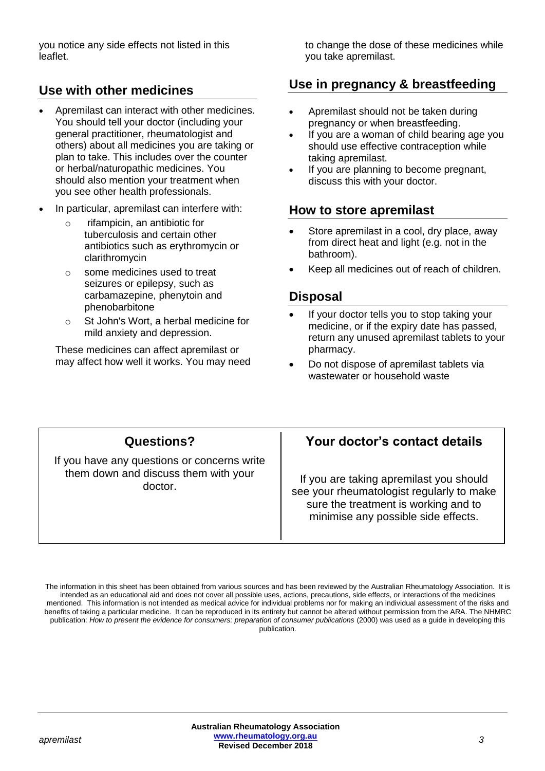you notice any side effects not listed in this leaflet.

## Use with other medicines

- Apremilast can interact with other medicines. You should tell your doctor (including your general practitioner, rheumatologist and others) about all medicines you are taking or plan to take. This includes over the counter or herbal/naturopathic medicines. You should also mention your treatment when you see other health professionals.
- In particular, apremilast can interfere with:
  - rifampicin, an antibiotic for tuberculosis and certain other antibiotics such as erythromycin or clarithromycin
  - some medicines used to treat seizures or epilepsy, such as carbamazepine, phenytoin and phenobarbitone
  - St John's Wort, a herbal medicine for mild anxiety and depression.

  These medicines can affect apremilast or may affect how well it works. You may need to change the dose of these medicines while you take apremilast.

## Use in pregnancy & breastfeeding

- Apremilast should not be taken during pregnancy or when breastfeeding.
- If you are a woman of child bearing age you should use effective contraception while taking apremilast.
- If you are planning to become pregnant, discuss this with your doctor.

## How to store apremilast

- Store apremilast in a cool, dry place, away from direct heat and light (e.g. not in the bathroom).
- Keep all medicines out of reach of children.

## Disposal

- If your doctor tells you to stop taking your medicine, or if the expiry date has passed, return any unused apremilast tablets to your pharmacy.
- Do not dispose of apremilast tablets via wastewater or household waste

### Questions?

If you have any questions or concerns write them down and discuss them with your doctor.

### Your doctor's contact details

If you are taking apremilast you should see your rheumatologist regularly to make sure the treatment is working and to minimise any possible side effects.

The information in this sheet has been obtained from various sources and has been reviewed by the Australian Rheumatology Association. It is intended as an educational aid and does not cover all possible uses, actions, precautions, side effects, or interactions of the medicines mentioned. This information is not intended as medical advice for individual problems nor for making an individual assessment of the risks and benefits of taking a particular medicine. It can be reproduced in its entirety but cannot be altered without permission from the ARA. The NHMRC publication: *How to present the evidence for consumers: preparation of consumer publications* (2000) was used as a guide in developing this publication.

**Australian Rheumatology Association**
**www.rheumatology.org.au**
**Revised December 2018**